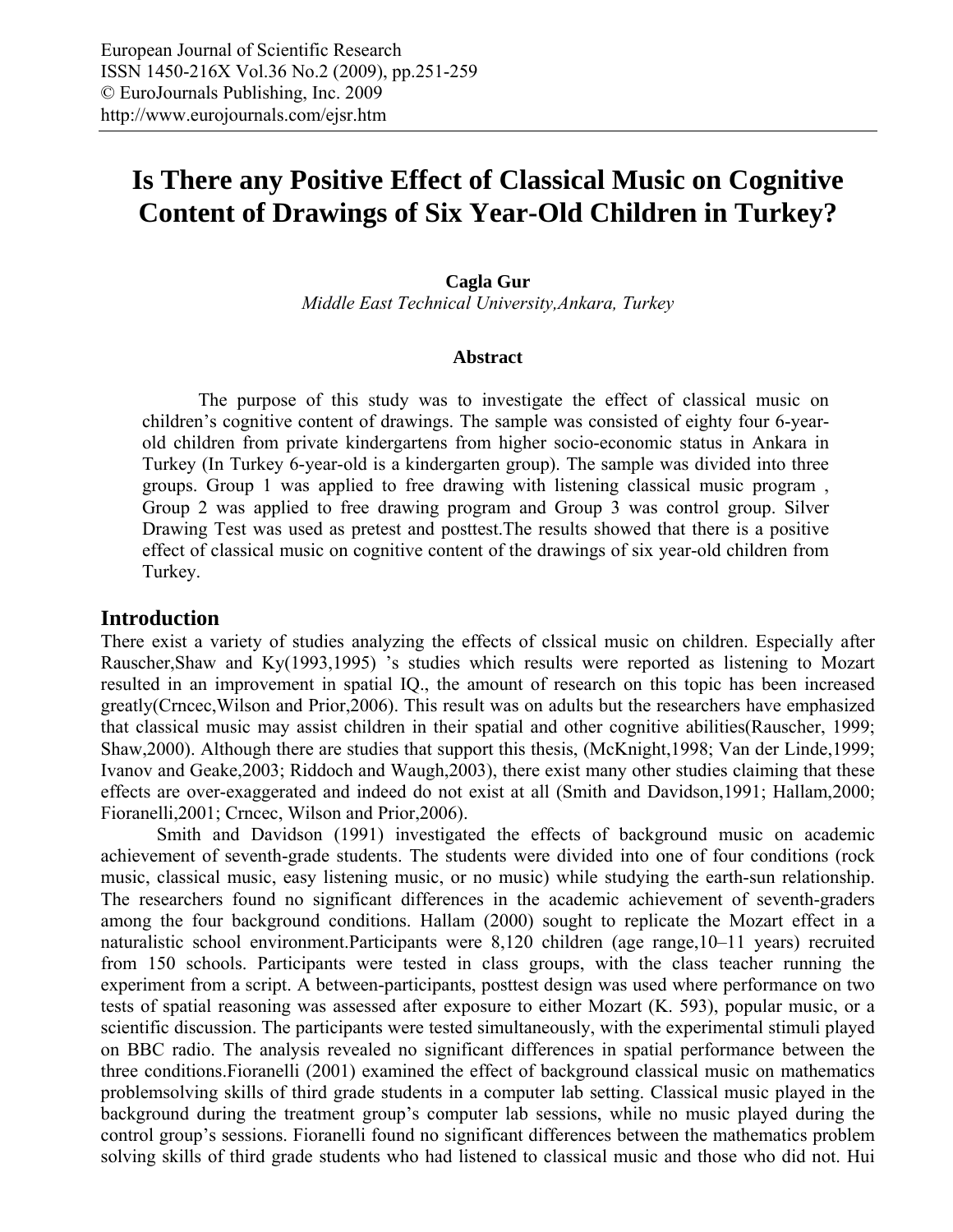# Is There any Positive Effect of Classical Music on Cognitive Content of Drawings of Six Year-Old Children in Turkey?

**Cagla Gur**

*Middle East Technical University,Ankara, Turkey*

### Abstract

The purpose of this study was to investigate the effect of classical music on children's cognitive content of drawings. The sample was consisted of eighty four 6-year-old children from private kindergartens from higher socio-economic status in Ankara in Turkey (In Turkey 6-year-old is a kindergarten group). The sample was divided into three groups. Group 1 was applied to free drawing with listening classical music program , Group 2 was applied to free drawing program and Group 3 was control group. Silver Drawing Test was used as pretest and posttest.The results showed that there is a positive effect of classical music on cognitive content of the drawings of six year-old children from Turkey.

## Introduction

There exist a variety of studies analyzing the effects of clssical music on children. Especially after Rauscher,Shaw and Ky(1993,1995) 's studies which results were reported as listening to Mozart resulted in an improvement in spatial IQ., the amount of research on this topic has been increased greatly(Crncec,Wilson and Prior,2006). This result was on adults but the researchers have emphasized that classical music may assist children in their spatial and other cognitive abilities(Rauscher, 1999; Shaw,2000). Although there are studies that support this thesis, (McKnight,1998; Van der Linde,1999; Ivanov and Geake,2003; Riddoch and Waugh,2003), there exist many other studies claiming that these effects are over-exaggerated and indeed do not exist at all (Smith and Davidson,1991; Hallam,2000; Fioranelli,2001; Crncec, Wilson and Prior,2006).

Smith and Davidson (1991) investigated the effects of background music on academic achievement of seventh-grade students. The students were divided into one of four conditions (rock music, classical music, easy listening music, or no music) while studying the earth-sun relationship. The researchers found no significant differences in the academic achievement of seventh-graders among the four background conditions. Hallam (2000) sought to replicate the Mozart effect in a naturalistic school environment.Participants were 8,120 children (age range,10–11 years) recruited from 150 schools. Participants were tested in class groups, with the class teacher running the experiment from a script. A between-participants, posttest design was used where performance on two tests of spatial reasoning was assessed after exposure to either Mozart (K. 593), popular music, or a scientific discussion. The participants were tested simultaneously, with the experimental stimuli played on BBC radio. The analysis revealed no significant differences in spatial performance between the three conditions.Fioranelli (2001) examined the effect of background classical music on mathematics problemsolving skills of third grade students in a computer lab setting. Classical music played in the background during the treatment group's computer lab sessions, while no music played during the control group's sessions. Fioranelli found no significant differences between the mathematics problem solving skills of third grade students who had listened to classical music and those who did not. Hui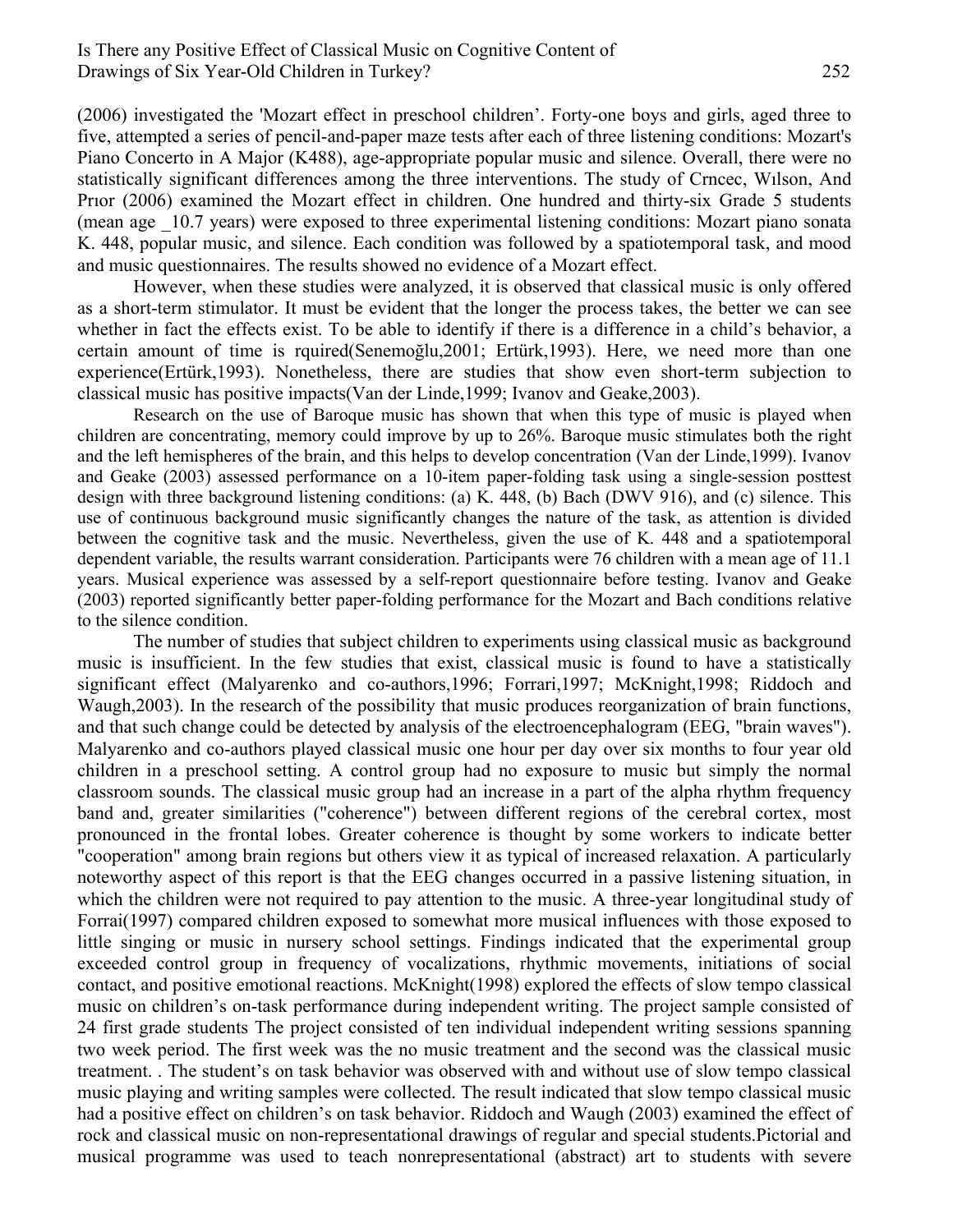(2006) investigated the 'Mozart effect in preschool children'. Forty-one boys and girls, aged three to five, attempted a series of pencil-and-paper maze tests after each of three listening conditions: Mozart's Piano Concerto in A Major (K488), age-appropriate popular music and silence. Overall, there were no statistically significant differences among the three interventions. The study of Crncec, Wılson, And Prıor (2006) examined the Mozart effect in children. One hundred and thirty-six Grade 5 students (mean age _10.7 years) were exposed to three experimental listening conditions: Mozart piano sonata K. 448, popular music, and silence. Each condition was followed by a spatiotemporal task, and mood and music questionnaires. The results showed no evidence of a Mozart effect.

However, when these studies were analyzed, it is observed that classical music is only offered as a short-term stimulator. It must be evident that the longer the process takes, the better we can see whether in fact the effects exist. To be able to identify if there is a difference in a child's behavior, a certain amount of time is rquired(Senemoğlu,2001; Ertürk,1993). Here, we need more than one experience(Ertürk,1993). Nonetheless, there are studies that show even short-term subjection to classical music has positive impacts(Van der Linde,1999; Ivanov and Geake,2003).

Research on the use of Baroque music has shown that when this type of music is played when children are concentrating, memory could improve by up to 26%. Baroque music stimulates both the right and the left hemispheres of the brain, and this helps to develop concentration (Van der Linde,1999). Ivanov and Geake (2003) assessed performance on a 10-item paper-folding task using a single-session posttest design with three background listening conditions: (a) K. 448, (b) Bach (DWV 916), and (c) silence. This use of continuous background music significantly changes the nature of the task, as attention is divided between the cognitive task and the music. Nevertheless, given the use of K. 448 and a spatiotemporal dependent variable, the results warrant consideration. Participants were 76 children with a mean age of 11.1 years. Musical experience was assessed by a self-report questionnaire before testing. Ivanov and Geake (2003) reported significantly better paper-folding performance for the Mozart and Bach conditions relative to the silence condition.

The number of studies that subject children to experiments using classical music as background music is insufficient. In the few studies that exist, classical music is found to have a statistically significant effect (Malyarenko and co-authors,1996; Forrari,1997; McKnight,1998; Riddoch and Waugh,2003). In the research of the possibility that music produces reorganization of brain functions, and that such change could be detected by analysis of the electroencephalogram (EEG, "brain waves"). Malyarenko and co-authors played classical music one hour per day over six months to four year old children in a preschool setting. A control group had no exposure to music but simply the normal classroom sounds. The classical music group had an increase in a part of the alpha rhythm frequency band and, greater similarities ("coherence") between different regions of the cerebral cortex, most pronounced in the frontal lobes. Greater coherence is thought by some workers to indicate better "cooperation" among brain regions but others view it as typical of increased relaxation. A particularly noteworthy aspect of this report is that the EEG changes occurred in a passive listening situation, in which the children were not required to pay attention to the music. A three-year longitudinal study of Forrai(1997) compared children exposed to somewhat more musical influences with those exposed to little singing or music in nursery school settings. Findings indicated that the experimental group exceeded control group in frequency of vocalizations, rhythmic movements, initiations of social contact, and positive emotional reactions. McKnight(1998) explored the effects of slow tempo classical music on children's on-task performance during independent writing. The project sample consisted of 24 first grade students The project consisted of ten individual independent writing sessions spanning two week period. The first week was the no music treatment and the second was the classical music treatment. . The student's on task behavior was observed with and without use of slow tempo classical music playing and writing samples were collected. The result indicated that slow tempo classical music had a positive effect on children's on task behavior. Riddoch and Waugh (2003) examined the effect of rock and classical music on non-representational drawings of regular and special students.Pictorial and musical programme was used to teach nonrepresentational (abstract) art to students with severe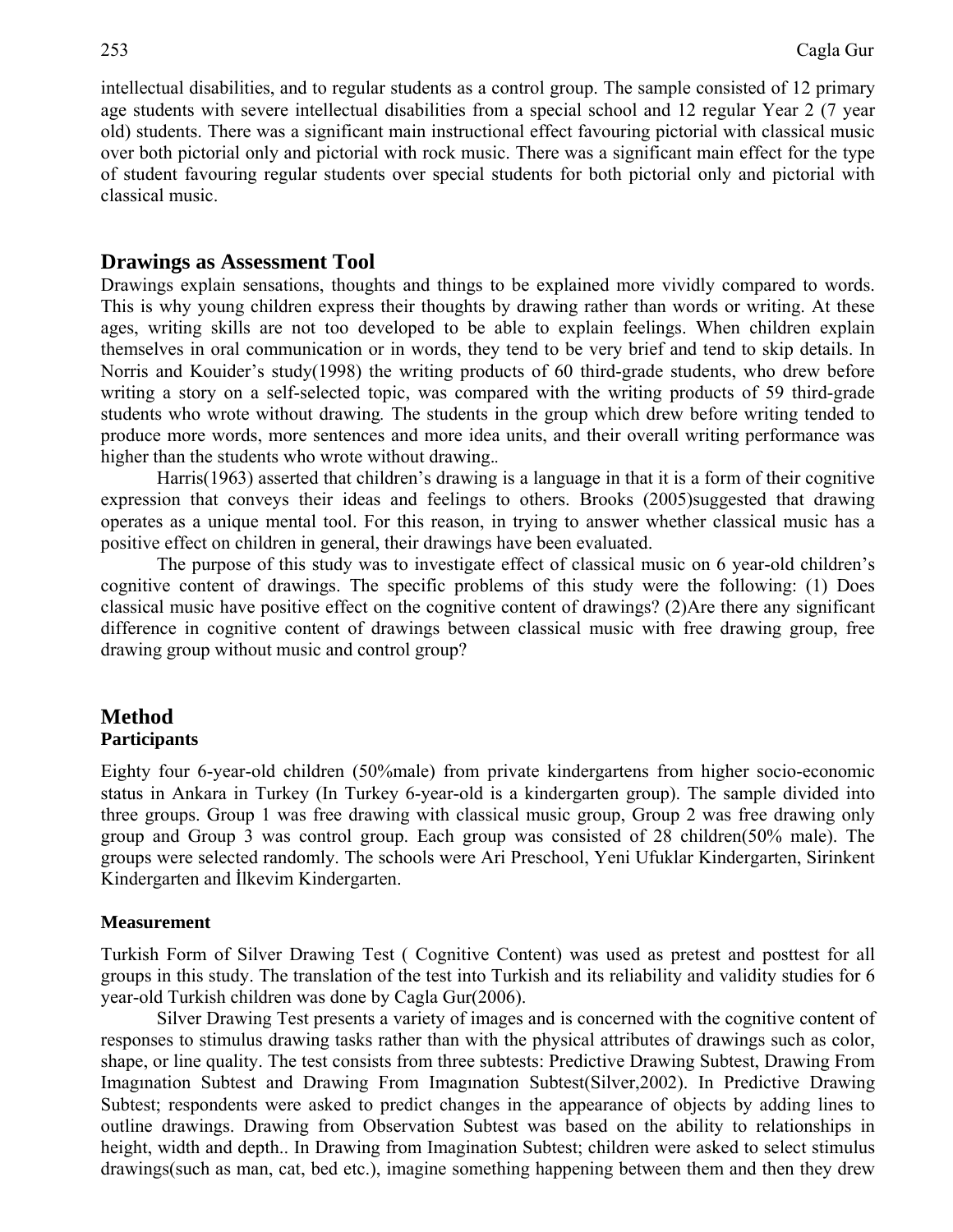intellectual disabilities, and to regular students as a control group. The sample consisted of 12 primary age students with severe intellectual disabilities from a special school and 12 regular Year 2 (7 year old) students. There was a significant main instructional effect favouring pictorial with classical music over both pictorial only and pictorial with rock music. There was a significant main effect for the type of student favouring regular students over special students for both pictorial only and pictorial with classical music.

## Drawings as Assessment Tool

Drawings explain sensations, thoughts and things to be explained more vividly compared to words. This is why young children express their thoughts by drawing rather than words or writing. At these ages, writing skills are not too developed to be able to explain feelings. When children explain themselves in oral communication or in words, they tend to be very brief and tend to skip details. In Norris and Kouider's study(1998) the writing products of 60 third-grade students, who drew before writing a story on a self-selected topic, was compared with the writing products of 59 third-grade students who wrote without drawing*.* The students in the group which drew before writing tended to produce more words, more sentences and more idea units, and their overall writing performance was higher than the students who wrote without drawing..

Harris(1963) asserted that children's drawing is a language in that it is a form of their cognitive expression that conveys their ideas and feelings to others. Brooks (2005)suggested that drawing operates as a unique mental tool. For this reason, in trying to answer whether classical music has a positive effect on children in general, their drawings have been evaluated.

The purpose of this study was to investigate effect of classical music on 6 year-old children's cognitive content of drawings. The specific problems of this study were the following: (1) Does classical music have positive effect on the cognitive content of drawings? (2)Are there any significant difference in cognitive content of drawings between classical music with free drawing group, free drawing group without music and control group?

## Method

### Participants

Eighty four 6-year-old children (50%male) from private kindergartens from higher socio-economic status in Ankara in Turkey (In Turkey 6-year-old is a kindergarten group). The sample divided into three groups. Group 1 was free drawing with classical music group, Group 2 was free drawing only group and Group 3 was control group. Each group was consisted of 28 children(50% male). The groups were selected randomly. The schools were Ari Preschool, Yeni Ufuklar Kindergarten, Sirinkent Kindergarten and İlkevim Kindergarten.

### Measurement

Turkish Form of Silver Drawing Test ( Cognitive Content) was used as pretest and posttest for all groups in this study. The translation of the test into Turkish and its reliability and validity studies for 6 year-old Turkish children was done by Cagla Gur(2006).

Silver Drawing Test presents a variety of images and is concerned with the cognitive content of responses to stimulus drawing tasks rather than with the physical attributes of drawings such as color, shape, or line quality. The test consists from three subtests: Predictive Drawing Subtest, Drawing From Imagınation Subtest and Drawing From Imagınation Subtest(Silver,2002). In Predictive Drawing Subtest; respondents were asked to predict changes in the appearance of objects by adding lines to outline drawings. Drawing from Observation Subtest was based on the ability to relationships in height, width and depth.. In Drawing from Imagination Subtest; children were asked to select stimulus drawings(such as man, cat, bed etc.), imagine something happening between them and then they drew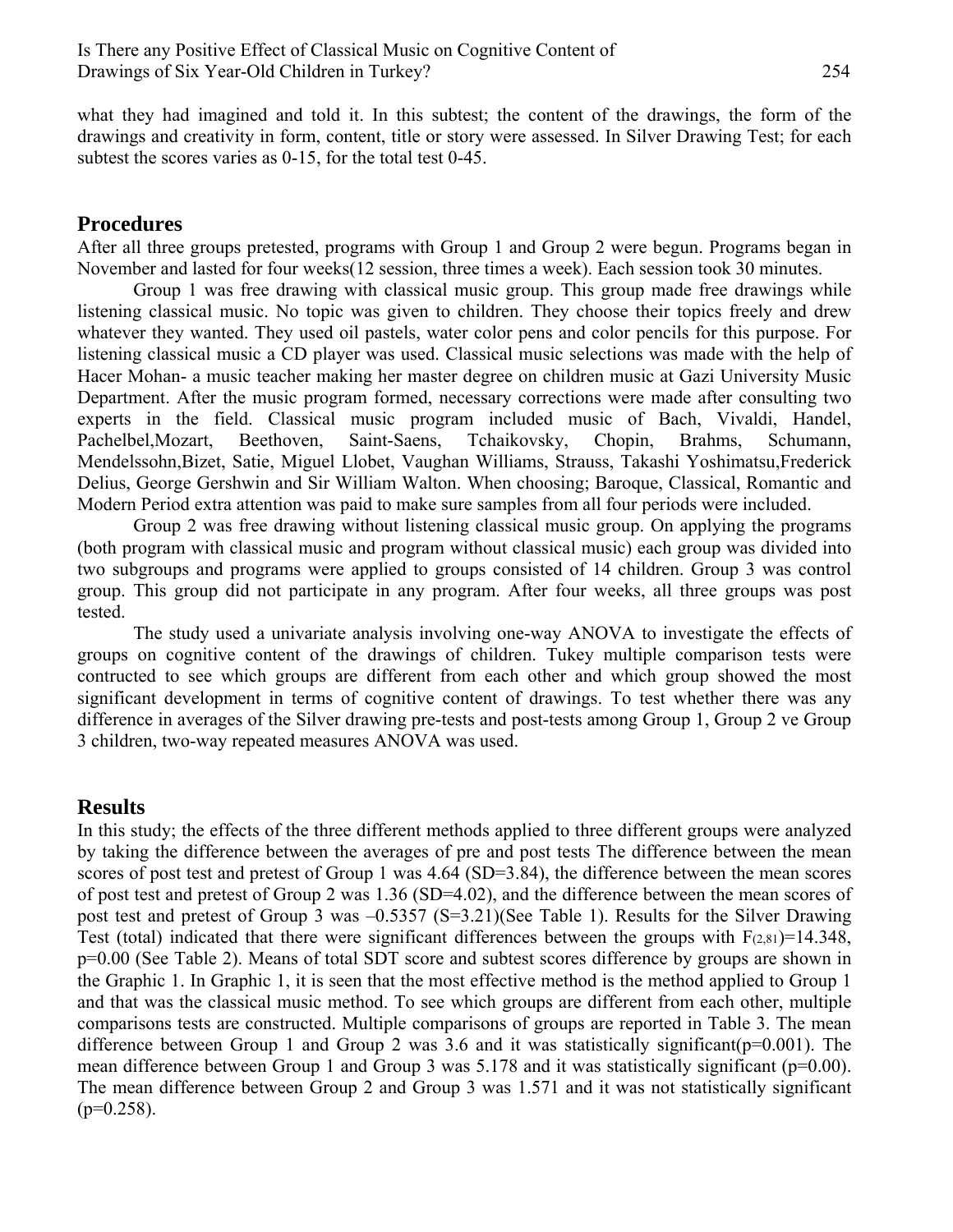what they had imagined and told it. In this subtest; the content of the drawings, the form of the drawings and creativity in form, content, title or story were assessed. In Silver Drawing Test; for each subtest the scores varies as 0-15, for the total test 0-45.

## Procedures

After all three groups pretested, programs with Group 1 and Group 2 were begun. Programs began in November and lasted for four weeks(12 session, three times a week). Each session took 30 minutes.

Group 1 was free drawing with classical music group. This group made free drawings while listening classical music. No topic was given to children. They choose their topics freely and drew whatever they wanted. They used oil pastels, water color pens and color pencils for this purpose. For listening classical music a CD player was used. Classical music selections was made with the help of Hacer Mohan- a music teacher making her master degree on children music at Gazi University Music Department. After the music program formed, necessary corrections were made after consulting two experts in the field. Classical music program included music of Bach, Vivaldi, Handel, Pachelbel,Mozart, Beethoven, Saint-Saens, Tchaikovsky, Chopin, Brahms, Schumann, Mendelssohn,Bizet, Satie, Miguel Llobet, Vaughan Williams, Strauss, Takashi Yoshimatsu,Frederick Delius, George Gershwin and Sir William Walton. When choosing; Baroque, Classical, Romantic and Modern Period extra attention was paid to make sure samples from all four periods were included.

Group 2 was free drawing without listening classical music group. On applying the programs (both program with classical music and program without classical music) each group was divided into two subgroups and programs were applied to groups consisted of 14 children. Group 3 was control group. This group did not participate in any program. After four weeks, all three groups was post tested.

The study used a univariate analysis involving one-way ANOVA to investigate the effects of groups on cognitive content of the drawings of children. Tukey multiple comparison tests were contructed to see which groups are different from each other and which group showed the most significant development in terms of cognitive content of drawings. To test whether there was any difference in averages of the Silver drawing pre-tests and post-tests among Group 1, Group 2 ve Group 3 children, two-way repeated measures ANOVA was used.

## Results

In this study; the effects of the three different methods applied to three different groups were analyzed by taking the difference between the averages of pre and post tests The difference between the mean scores of post test and pretest of Group 1 was 4.64 (SD=3.84), the difference between the mean scores of post test and pretest of Group 2 was 1.36 (SD=4.02), and the difference between the mean scores of post test and pretest of Group 3 was –0.5357 (S=3.21)(See Table 1). Results for the Silver Drawing Test (total) indicated that there were significant differences between the groups with $F_{(2,81)}=14.348$, $p=0.00$ (See Table 2). Means of total SDT score and subtest scores difference by groups are shown in the Graphic 1. In Graphic 1, it is seen that the most effective method is the method applied to Group 1 and that was the classical music method. To see which groups are different from each other, multiple comparisons tests are constructed. Multiple comparisons of groups are reported in Table 3. The mean difference between Group 1 and Group 2 was 3.6 and it was statistically significant($p=0.001$). The mean difference between Group 1 and Group 3 was 5.178 and it was statistically significant ($p=0.00$). The mean difference between Group 2 and Group 3 was 1.571 and it was not statistically significant ($p=0.258$).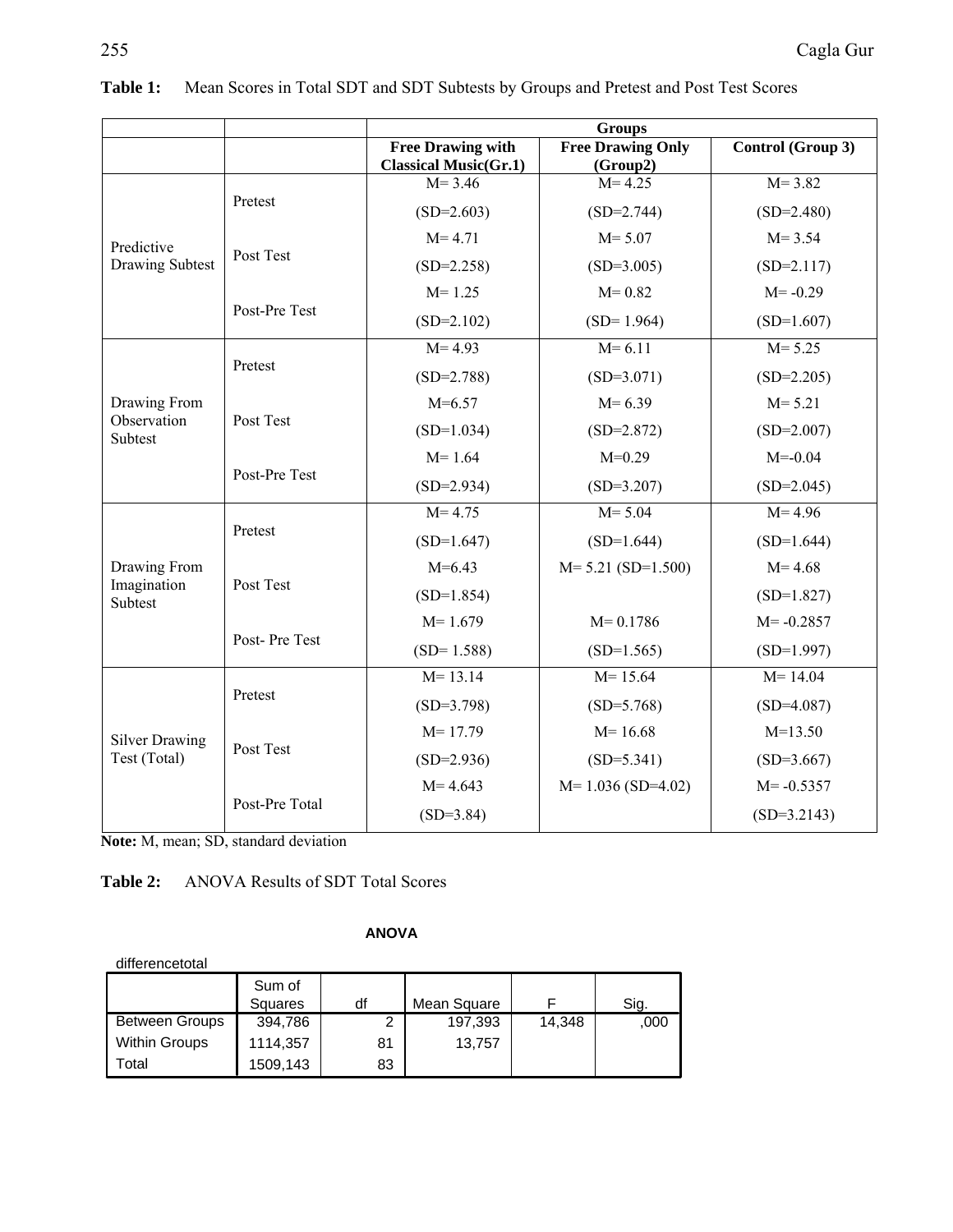**Table 1:** Mean Scores in Total SDT and SDT Subtests by Groups and Pretest and Post Test Scores

| | | Groups | | |
|---|---|---|---|---|
| | | **Free Drawing with Classical Music(Gr.1)** | **Free Drawing Only (Group2)** | **Control (Group 3)** |
| Predictive Drawing Subtest | Pretest | M= 3.46 (SD=2.603) | M= 4.25 (SD=2.744) | M= 3.82 (SD=2.480) |
| | Post Test | M= 4.71 (SD=2.258) | M= 5.07 (SD=3.005) | M= 3.54 (SD=2.117) |
| | Post-Pre Test | M= 1.25 (SD=2.102) | M= 0.82 (SD= 1.964) | M= -0.29 (SD=1.607) |
| Drawing From Observation Subtest | Pretest | M= 4.93 (SD=2.788) | M= 6.11 (SD=3.071) | M= 5.25 (SD=2.205) |
| | Post Test | M=6.57 (SD=1.034) | M= 6.39 (SD=2.872) | M= 5.21 (SD=2.007) |
| | Post-Pre Test | M= 1.64 (SD=2.934) | M=0.29 (SD=3.207) | M=-0.04 (SD=2.045) |
| Drawing From Imagination Subtest | Pretest | M= 4.75 (SD=1.647) | M= 5.04 (SD=1.644) | M= 4.96 (SD=1.644) |
| | Post Test | M=6.43 (SD=1.854) | M= 5.21 (SD=1.500) | M= 4.68 (SD=1.827) |
| | Post- Pre Test | M= 1.679 (SD= 1.588) | M= 0.1786 (SD=1.565) | M= -0.2857 (SD=1.997) |
| Silver Drawing Test (Total) | Pretest | M= 13.14 (SD=3.798) | M= 15.64 (SD=5.768) | M= 14.04 (SD=4.087) |
| | Post Test | M= 17.79 (SD=2.936) | M= 16.68 (SD=5.341) | M=13.50 (SD=3.667) |
| | Post-Pre Total | M= 4.643 (SD=3.84) | M= 1.036 (SD=4.02) | M= -0.5357 (SD=3.2143) |

**Note:** M, mean; SD, standard deviation

**Table 2:** ANOVA Results of SDT Total Scores

**ANOVA**

differencetotal

| | Sum of Squares | df | Mean Square | F | Sig. |
|---|---|---|---|---|---|
| Between Groups | 394,786 | 2 | 197,393 | 14,348 | ,000 |
| Within Groups | 1114,357 | 81 | 13,757 | | |
| Total | 1509,143 | 83 | | | |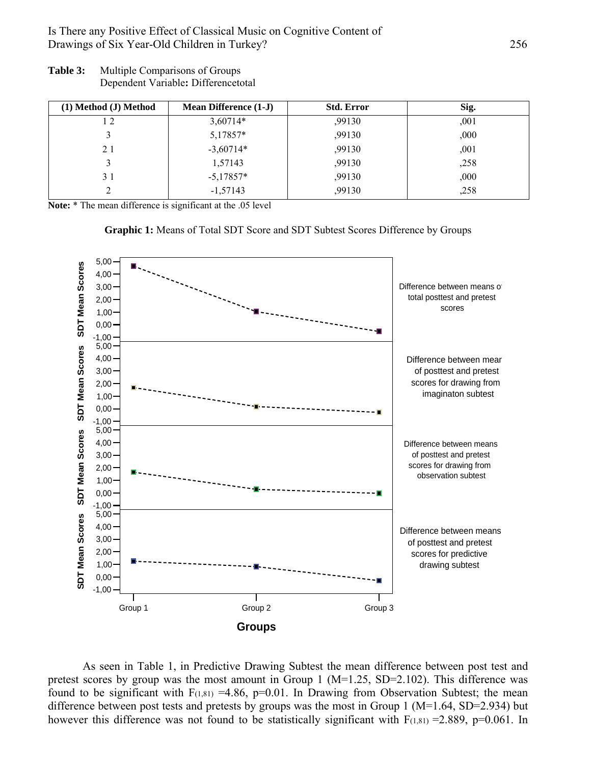**Table 3:** Multiple Comparisons of Groups
Dependent Variable**:** Differencetotal

| (1) Method (J) Method | Mean Difference (1-J) | Std. Error | Sig. |
|---|---|---|---|
| 1 2 | 3,60714* | ,99130 | ,001 |
| 3 | 5,17857* | ,99130 | ,000 |
| 2 1 | -3,60714* | ,99130 | ,001 |
| 3 | 1,57143 | ,99130 | ,258 |
| 3 1 | -5,17857* | ,99130 | ,000 |
| 2 | -1,57143 | ,99130 | ,258 |

**Note:** * The mean difference is significant at the .05 level

**Graphic 1:** Means of Total SDT Score and SDT Subtest Scores Difference by Groups

As seen in Table 1, in Predictive Drawing Subtest the mean difference between post test and pretest scores by group was the most amount in Group 1 (M=1.25, SD=2.102). This difference was found to be significant with $F_{(1,81)}$ =4.86, p=0.01. In Drawing from Observation Subtest; the mean difference between post tests and pretests by groups was the most in Group 1 (M=1.64, SD=2.934) but however this difference was not found to be statistically significant with $F_{(1,81)}$ =2.889, p=0.061. In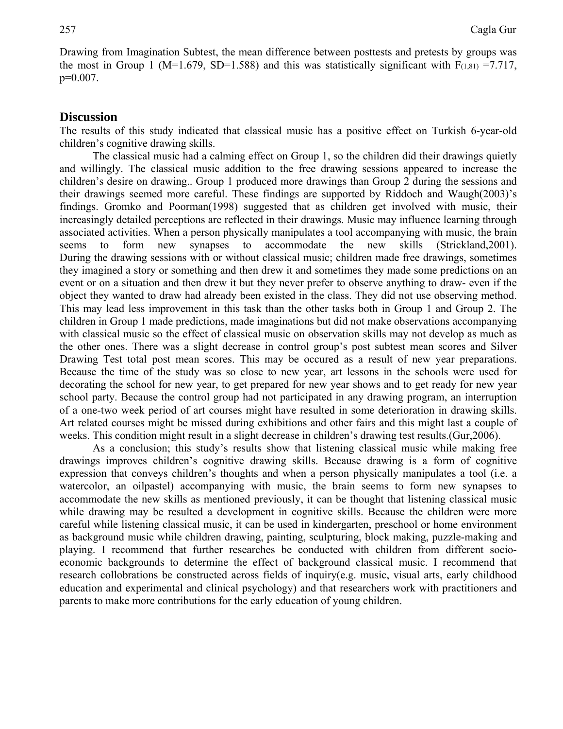Drawing from Imagination Subtest, the mean difference between posttests and pretests by groups was the most in Group 1 (M=1.679, SD=1.588) and this was statistically significant with $F_{(1,81)}$ =7.717, p=0.007.

## Discussion

The results of this study indicated that classical music has a positive effect on Turkish 6-year-old children's cognitive drawing skills.

The classical music had a calming effect on Group 1, so the children did their drawings quietly and willingly. The classical music addition to the free drawing sessions appeared to increase the children's desire on drawing.. Group 1 produced more drawings than Group 2 during the sessions and their drawings seemed more careful. These findings are supported by Riddoch and Waugh(2003)'s findings. Gromko and Poorman(1998) suggested that as children get involved with music, their increasingly detailed perceptions are reflected in their drawings. Music may influence learning through associated activities. When a person physically manipulates a tool accompanying with music, the brain seems to form new synapses to accommodate the new skills (Strickland,2001). During the drawing sessions with or without classical music; children made free drawings, sometimes they imagined a story or something and then drew it and sometimes they made some predictions on an event or on a situation and then drew it but they never prefer to observe anything to draw- even if the object they wanted to draw had already been existed in the class. They did not use observing method. This may lead less improvement in this task than the other tasks both in Group 1 and Group 2. The children in Group 1 made predictions, made imaginations but did not make observations accompanying with classical music so the effect of classical music on observation skills may not develop as much as the other ones. There was a slight decrease in control group's post subtest mean scores and Silver Drawing Test total post mean scores. This may be occured as a result of new year preparations. Because the time of the study was so close to new year, art lessons in the schools were used for decorating the school for new year, to get prepared for new year shows and to get ready for new year school party. Because the control group had not participated in any drawing program, an interruption of a one-two week period of art courses might have resulted in some deterioration in drawing skills. Art related courses might be missed during exhibitions and other fairs and this might last a couple of weeks. This condition might result in a slight decrease in children's drawing test results.(Gur,2006).

As a conclusion; this study's results show that listening classical music while making free drawings improves children's cognitive drawing skills. Because drawing is a form of cognitive expression that conveys children's thoughts and when a person physically manipulates a tool (i.e. a watercolor, an oilpastel) accompanying with music, the brain seems to form new synapses to accommodate the new skills as mentioned previously, it can be thought that listening classical music while drawing may be resulted a development in cognitive skills. Because the children were more careful while listening classical music, it can be used in kindergarten, preschool or home environment as background music while children drawing, painting, sculpturing, block making, puzzle-making and playing. I recommend that further researches be conducted with children from different socio-economic backgrounds to determine the effect of background classical music. I recommend that research collobrations be constructed across fields of inquiry(e.g. music, visual arts, early childhood education and experimental and clinical psychology) and that researchers work with practitioners and parents to make more contributions for the early education of young children.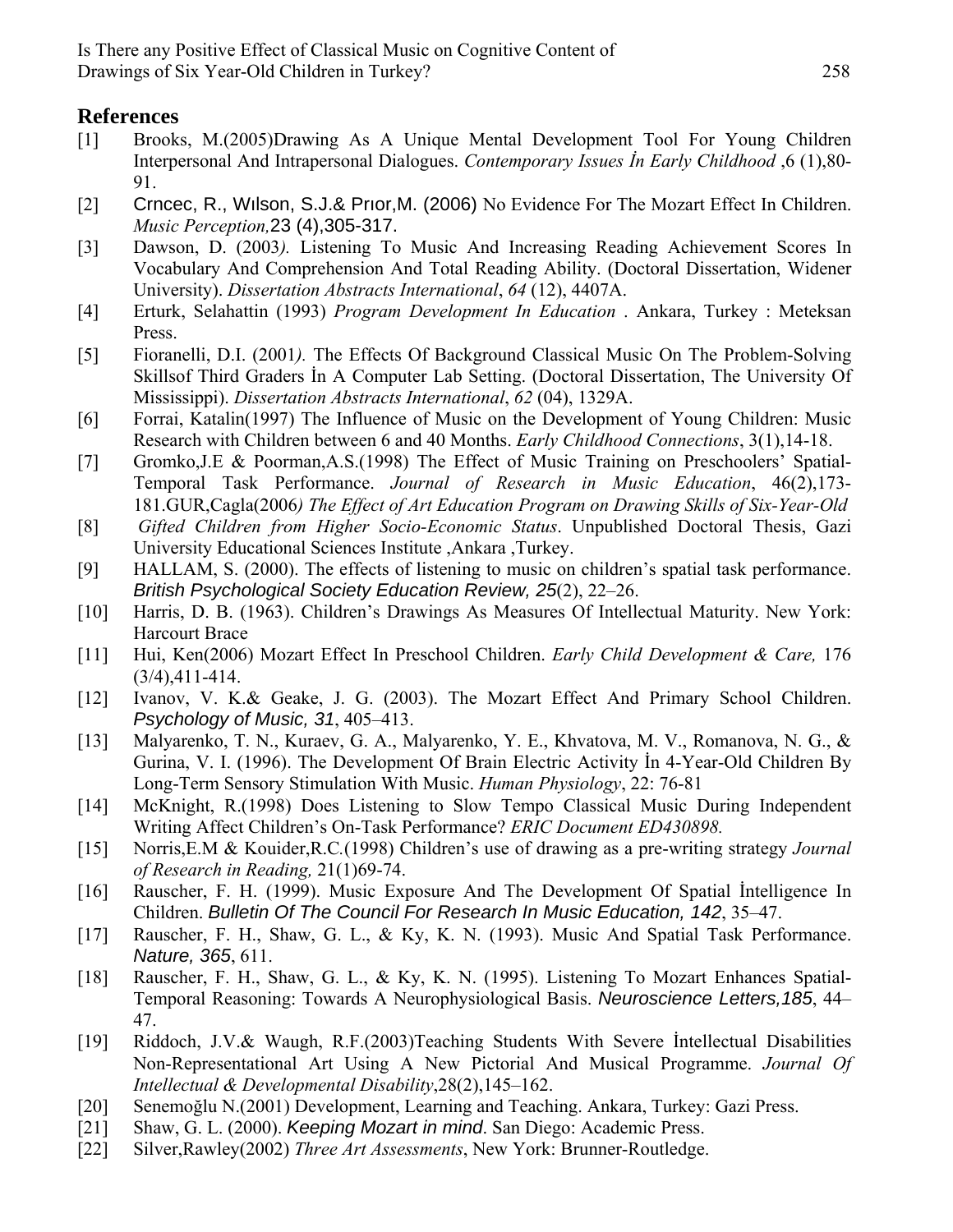## References

[1] Brooks, M.(2005)Drawing As A Unique Mental Development Tool For Young Children Interpersonal And Intrapersonal Dialogues. *Contemporary Issues İn Early Childhood* ,6 (1),80-91.

[2] Crncec, R., Wılson, S.J.& Prıor,M. (2006) No Evidence For The Mozart Effect In Children. *Music Perception,*23 (4),305-317.

[3] Dawson, D. (2003*).* Listening To Music And Increasing Reading Achievement Scores In Vocabulary And Comprehension And Total Reading Ability. (Doctoral Dissertation, Widener University). *Dissertation Abstracts International*, *64* (12), 4407A.

[4] Erturk, Selahattin (1993) *Program Development In Education* . Ankara, Turkey : Meteksan Press.

[5] Fioranelli, D.I. (2001*).* The Effects Of Background Classical Music On The Problem-Solving Skillsof Third Graders İn A Computer Lab Setting. (Doctoral Dissertation, The University Of Mississippi). *Dissertation Abstracts International*, *62* (04), 1329A.

[6] Forrai, Katalin(1997) The Influence of Music on the Development of Young Children: Music Research with Children between 6 and 40 Months. *Early Childhood Connections*, 3(1),14-18.

[7] Gromko,J.E & Poorman,A.S.(1998) The Effect of Music Training on Preschoolers' Spatial-Temporal Task Performance. *Journal of Research in Music Education*, 46(2),173-181.GUR,Cagla(2006*) The Effect of Art Education Program on Drawing Skills of Six-Year-Old*

[8] *Gifted Children from Higher Socio-Economic Status*. Unpublished Doctoral Thesis, Gazi University Educational Sciences Institute ,Ankara ,Turkey.

[9] HALLAM, S. (2000). The effects of listening to music on children's spatial task performance. *British Psychological Society Education Review, 25*(2), 22–26.

[10] Harris, D. B. (1963). Children's Drawings As Measures Of Intellectual Maturity. New York: Harcourt Brace

[11] Hui, Ken(2006) Mozart Effect In Preschool Children. *Early Child Development & Care,* 176 (3/4),411-414.

[12] Ivanov, V. K.& Geake, J. G. (2003). The Mozart Effect And Primary School Children. *Psychology of Music, 31*, 405–413.

[13] Malyarenko, T. N., Kuraev, G. A., Malyarenko, Y. E., Khvatova, M. V., Romanova, N. G., & Gurina, V. I. (1996). The Development Of Brain Electric Activity İn 4-Year-Old Children By Long-Term Sensory Stimulation With Music. *Human Physiology*, 22: 76-81

[14] McKnight, R.(1998) Does Listening to Slow Tempo Classical Music During Independent Writing Affect Children's On-Task Performance? *ERIC Document ED430898.*

[15] Norris,E.M & Kouider,R.C.(1998) Children's use of drawing as a pre-writing strategy *Journal of Research in Reading,* 21(1)69-74.

[16] Rauscher, F. H. (1999). Music Exposure And The Development Of Spatial İntelligence In Children. *Bulletin Of The Council For Research In Music Education, 142*, 35–47.

[17] Rauscher, F. H., Shaw, G. L., & Ky, K. N. (1993). Music And Spatial Task Performance. *Nature, 365*, 611.

[18] Rauscher, F. H., Shaw, G. L., & Ky, K. N. (1995). Listening To Mozart Enhances Spatial-Temporal Reasoning: Towards A Neurophysiological Basis. *Neuroscience Letters,185*, 44–47.

[19] Riddoch, J.V.& Waugh, R.F.(2003)Teaching Students With Severe İntellectual Disabilities Non-Representational Art Using A New Pictorial And Musical Programme. *Journal Of Intellectual & Developmental Disability*,28(2),145–162.

[20] Senemoğlu N.(2001) Development, Learning and Teaching. Ankara, Turkey: Gazi Press.

[21] Shaw, G. L. (2000). *Keeping Mozart in mind*. San Diego: Academic Press.

[22] Silver,Rawley(2002) *Three Art Assessments*, New York: Brunner-Routledge.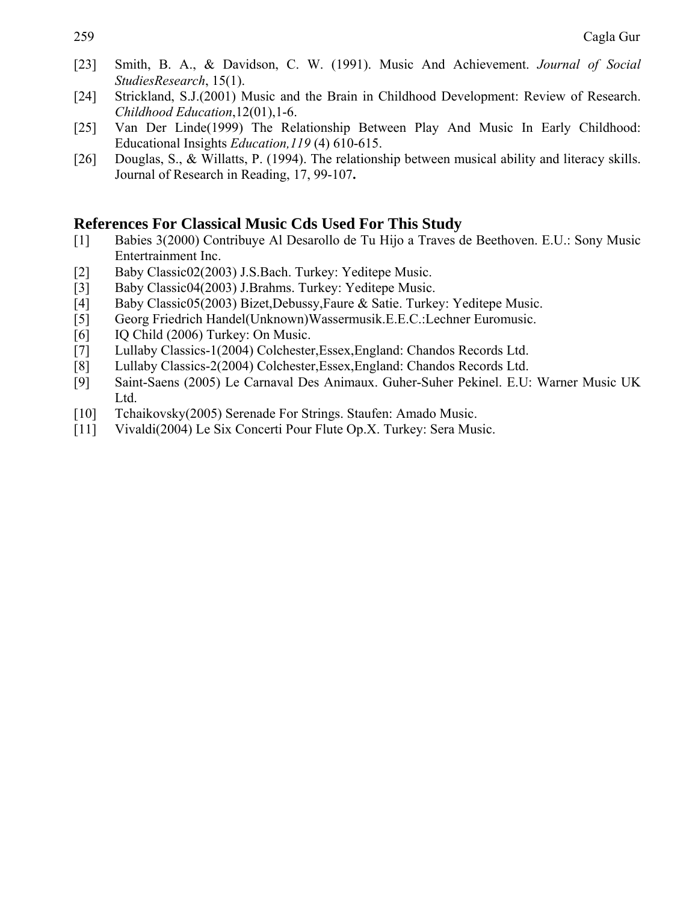[23] Smith, B. A., & Davidson, C. W. (1991). Music And Achievement. *Journal of Social StudiesResearch*, 15(1).

[24] Strickland, S.J.(2001) Music and the Brain in Childhood Development: Review of Research. *Childhood Education*,12(01),1-6.

[25] Van Der Linde(1999) The Relationship Between Play And Music In Early Childhood: Educational Insights *Education,119* (4) 610-615.

[26] Douglas, S., & Willatts, P. (1994). The relationship between musical ability and literacy skills. Journal of Research in Reading, 17, 99-107**.**

## References For Classical Music Cds Used For This Study

[1] Babies 3(2000) Contribuye Al Desarollo de Tu Hijo a Traves de Beethoven. E.U.: Sony Music Entertrainment Inc.

[2] Baby Classic02(2003) J.S.Bach. Turkey: Yeditepe Music.

[3] Baby Classic04(2003) J.Brahms. Turkey: Yeditepe Music.

[4] Baby Classic05(2003) Bizet,Debussy,Faure & Satie. Turkey: Yeditepe Music.

[5] Georg Friedrich Handel(Unknown)Wassermusik.E.E.C.:Lechner Euromusic.

[6] IQ Child (2006) Turkey: On Music.

[7] Lullaby Classics-1(2004) Colchester,Essex,England: Chandos Records Ltd.

[8] Lullaby Classics-2(2004) Colchester,Essex,England: Chandos Records Ltd.

[9] Saint-Saens (2005) Le Carnaval Des Animaux. Guher-Suher Pekinel. E.U: Warner Music UK Ltd.

[10] Tchaikovsky(2005) Serenade For Strings. Staufen: Amado Music.

[11] Vivaldi(2004) Le Six Concerti Pour Flute Op.X. Turkey: Sera Music.